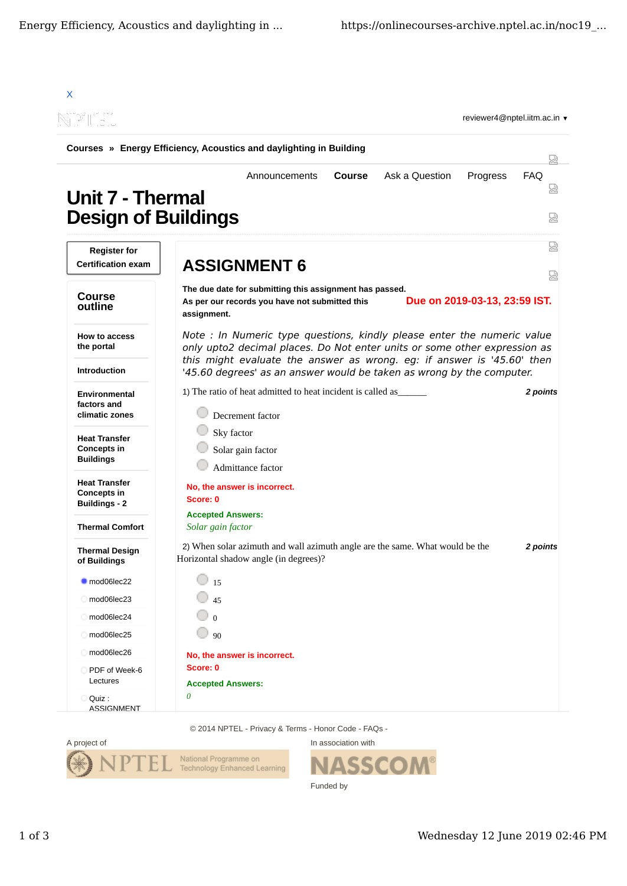X

reviewer4@nptel.iitm.ac.in ▼

**Courses » Energy Efficiency, Acoustics and daylighting in Building**

Announcements **Course** Ask a Question Progress FAQ

# Unit 7 - Thermal Design of Buildings

**Register for Certification exam**

## Course outline

**How to access the portal**

**Introduction**

**Environmental factors and climatic zones**

**Heat Transfer Concepts in Buildings**

**Heat Transfer Concepts in Buildings - 2**

**Thermal Comfort**

**Thermal Design of Buildings**

- mod06lec22
- mod06lec23
- mod06lec24
- mod06lec25
- mod06lec26
- PDF of Week-6 Lectures
- Quiz : ASSIGNMENT

# ASSIGNMENT 6

**The due date for submitting this assignment has passed.**
**As per our records you have not submitted this assignment.**

**Due on 2019-03-13, 23:59 IST.**

*Note : In Numeric type questions, kindly please enter the numeric value only upto2 decimal places. Do Not enter units or some other expression as this might evaluate the answer as wrong. eg: if answer is '45.60' then '45.60 degrees' as an answer would be taken as wrong by the computer.*

1) The ratio of heat admitted to heat incident is called as______ *2 points*

- Decrement factor
- Sky factor
- Solar gain factor
- Admittance factor

**No, the answer is incorrect.**
**Score: 0**

**Accepted Answers:**
*Solar gain factor*

2) When solar azimuth and wall azimuth angle are the same. What would be the Horizontal shadow angle (in degrees)? *2 points*

- 15
- 45
- 0
- 90

**No, the answer is incorrect.**
**Score: 0**

**Accepted Answers:**
*0*

© 2014 NPTEL - Privacy & Terms - Honor Code - FAQs -

A project of

In association with

Funded by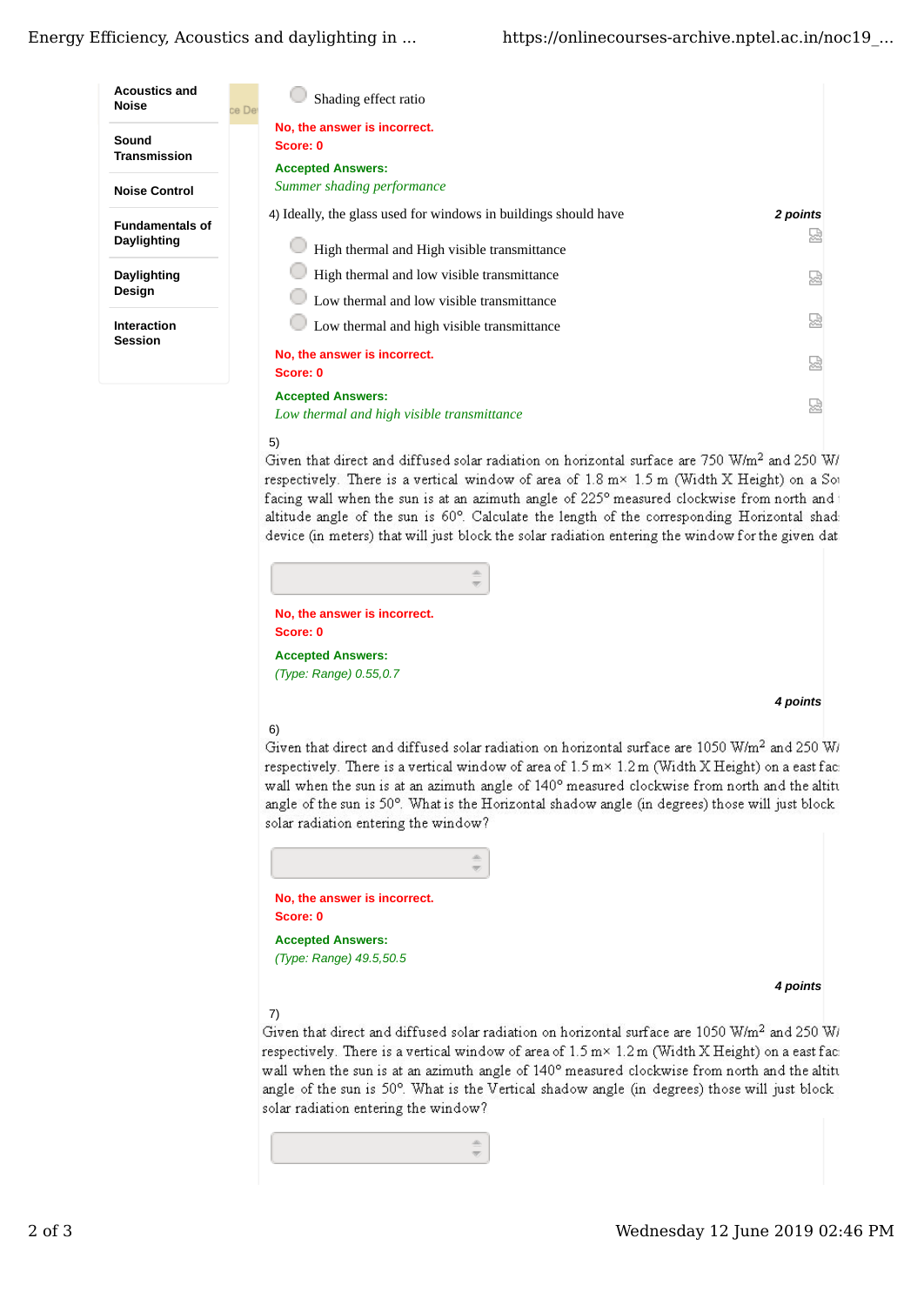- Acoustics and Noise
- Sound Transmission
- Noise Control
- Fundamentals of Daylighting
- Daylighting Design
- Interaction Session

Shading effect ratio

**No, the answer is incorrect.**
**Score: 0**

**Accepted Answers:**
*Summer shading performance*

4) Ideally, the glass used for windows in buildings should have **2 points**

- High thermal and High visible transmittance
- High thermal and low visible transmittance
- Low thermal and low visible transmittance
- Low thermal and high visible transmittance

**No, the answer is incorrect.**
**Score: 0**

**Accepted Answers:**
*Low thermal and high visible transmittance*

5)
Given that direct and diffused solar radiation on horizontal surface are 750 W/m$^2$ and 250 W/ respectively. There is a vertical window of area of 1.8 m× 1.5 m (Width X Height) on a Sou facing wall when the sun is at an azimuth angle of 225° measured clockwise from north and altitude angle of the sun is 60°. Calculate the length of the corresponding Horizontal shad device (in meters) that will just block the solar radiation entering the window for the given dat

**No, the answer is incorrect.**
**Score: 0**

**Accepted Answers:**
*(Type: Range) 0.55,0.7*

**4 points**

6)
Given that direct and diffused solar radiation on horizontal surface are 1050 W/m$^2$ and 250 W/ respectively. There is a vertical window of area of 1.5 m× 1.2 m (Width X Height) on a east fac wall when the sun is at an azimuth angle of 140° measured clockwise from north and the altitu angle of the sun is 50°. What is the Horizontal shadow angle (in degrees) those will just block solar radiation entering the window?

**No, the answer is incorrect.**
**Score: 0**

**Accepted Answers:**
*(Type: Range) 49.5,50.5*

**4 points**

7)
Given that direct and diffused solar radiation on horizontal surface are 1050 W/m$^2$ and 250 W/ respectively. There is a vertical window of area of 1.5 m× 1.2 m (Width X Height) on a east fac wall when the sun is at an azimuth angle of 140° measured clockwise from north and the altitu angle of the sun is 50°. What is the Vertical shadow angle (in degrees) those will just block solar radiation entering the window?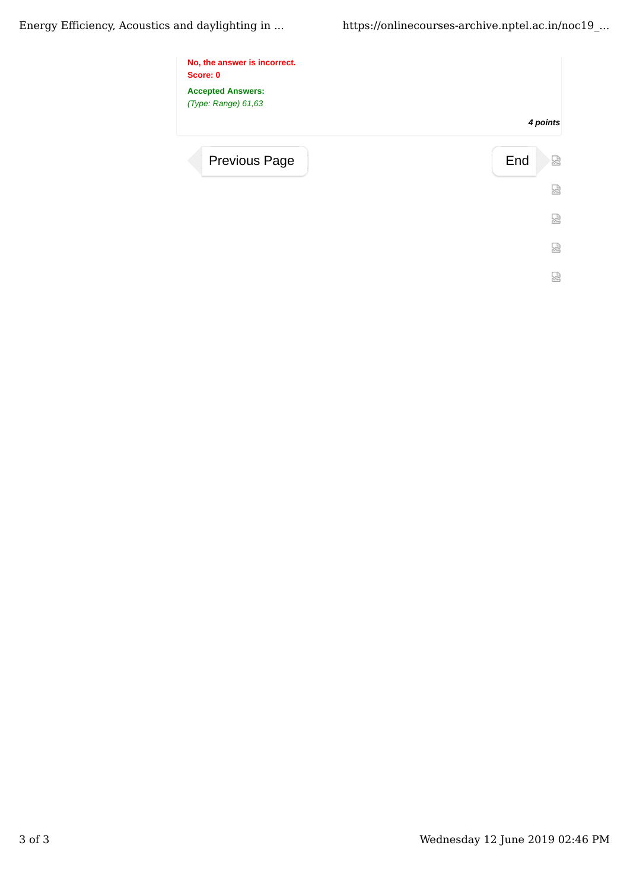**No, the answer is incorrect.**
**Score: 0**

**Accepted Answers:**
*(Type: Range) 61,63*

***4 points***

Previous Page

End